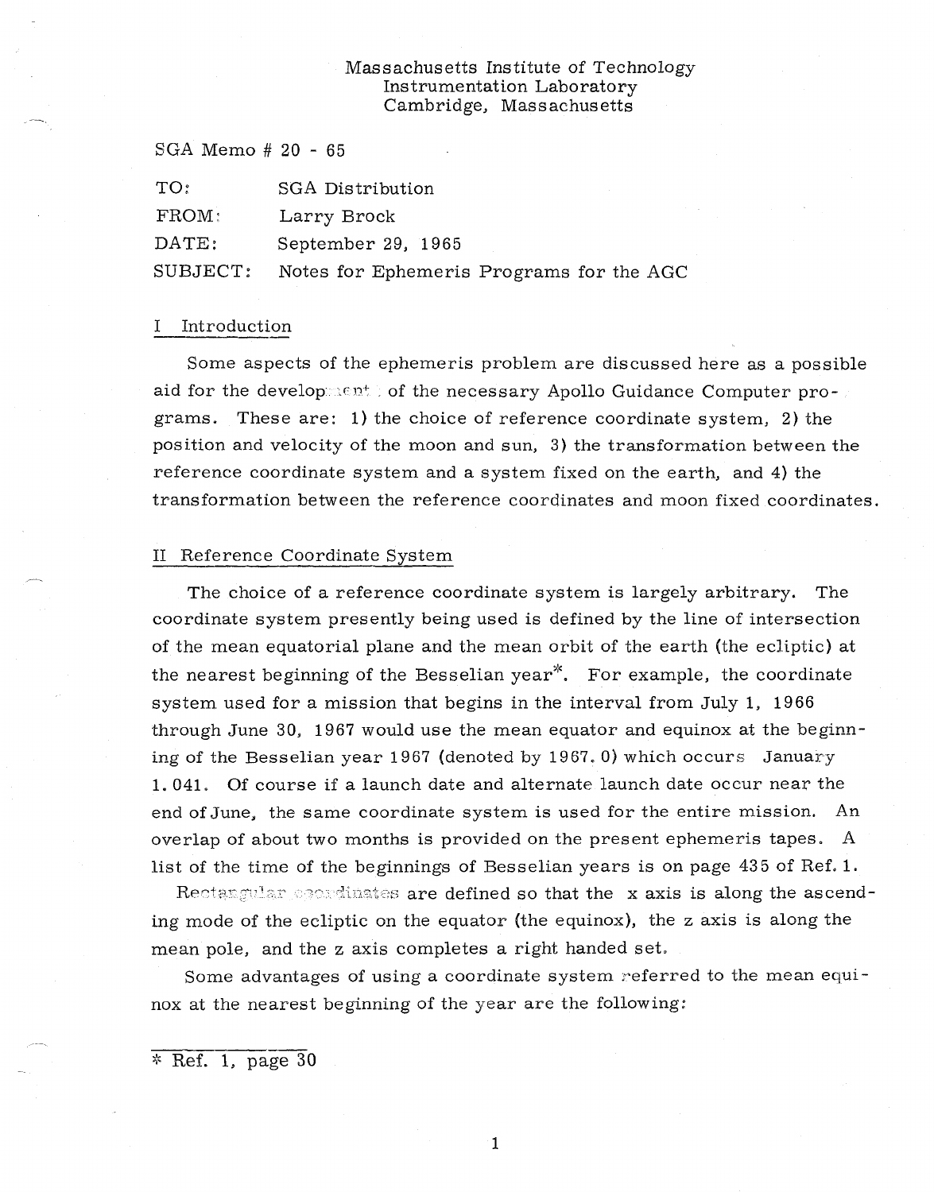Massachusetts Institute of Technology
Instrumentation Laboratory
Cambridge, Massachusetts

SGA Memo # 20 - 65

| | |
|---|---|
| TO: | SGA Distribution |
| FROM: | Larry Brock |
| DATE: | September 29, 1965 |
| SUBJECT: | Notes for Ephemeris Programs for the AGC |

## I Introduction

Some aspects of the ephemeris problem are discussed here as a possible aid for the development of the necessary Apollo Guidance Computer programs. These are: 1) the choice of reference coordinate system, 2) the position and velocity of the moon and sun, 3) the transformation between the reference coordinate system and a system fixed on the earth, and 4) the transformation between the reference coordinates and moon fixed coordinates.

## II Reference Coordinate System

The choice of a reference coordinate system is largely arbitrary. The coordinate system presently being used is defined by the line of intersection of the mean equatorial plane and the mean orbit of the earth (the ecliptic) at the nearest beginning of the Besselian year*. For example, the coordinate system used for a mission that begins in the interval from July 1, 1966 through June 30, 1967 would use the mean equator and equinox at the beginning of the Besselian year 1967 (denoted by 1967.0) which occurs January 1.041. Of course if a launch date and alternate launch date occur near the end of June, the same coordinate system is used for the entire mission. An overlap of about two months is provided on the present ephemeris tapes. A list of the time of the beginnings of Besselian years is on page 435 of Ref. 1.

Rectangular coordinates are defined so that the x axis is along the ascending mode of the ecliptic on the equator (the equinox), the z axis is along the mean pole, and the z axis completes a right handed set.

Some advantages of using a coordinate system referred to the mean equinox at the nearest beginning of the year are the following:

---

* Ref. 1, page 30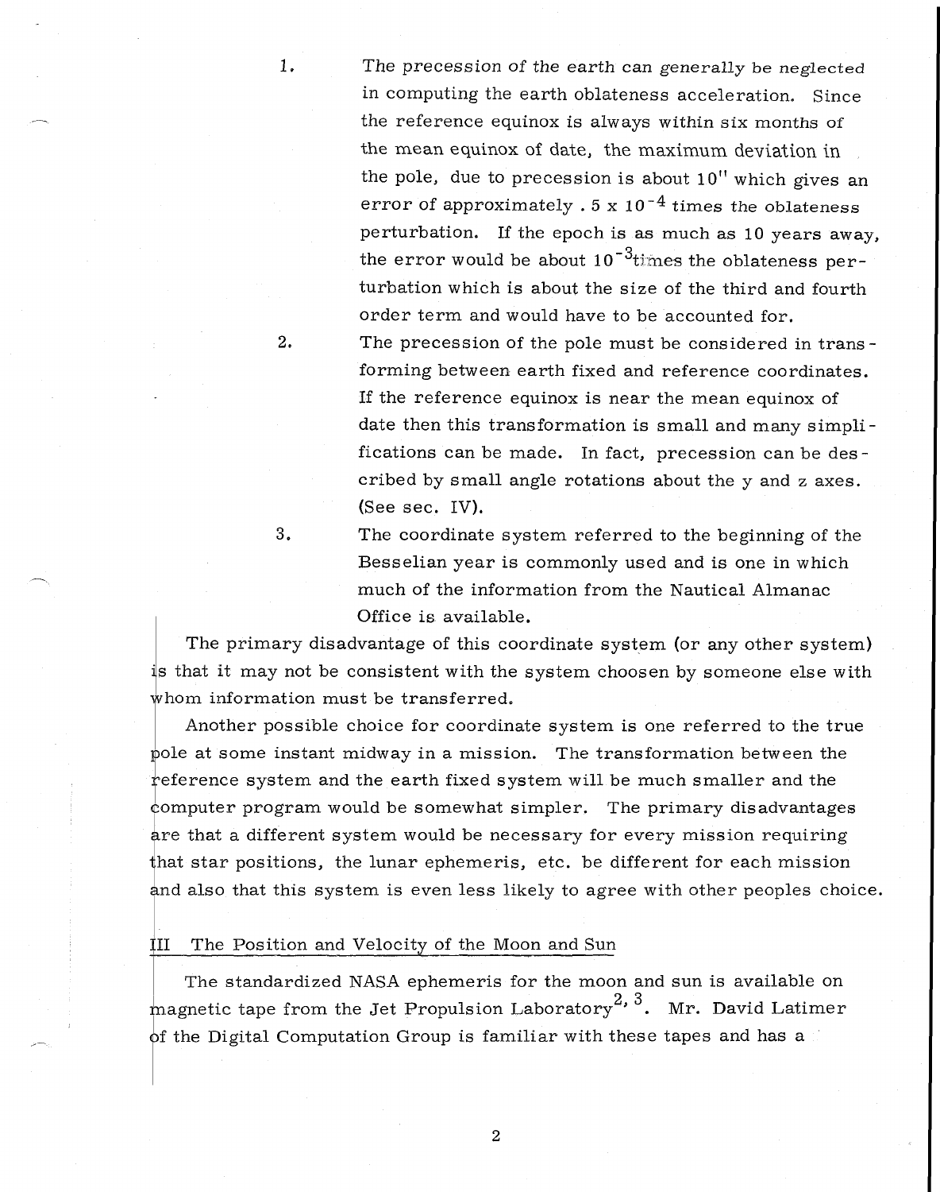1. The precession of the earth can generally be neglected in computing the earth oblateness acceleration. Since the reference equinox is always within six months of the mean equinox of date, the maximum deviation in the pole, due to precession is about 10'' which gives an error of approximately $.5 \times 10^{-4}$ times the oblateness perturbation. If the epoch is as much as 10 years away, the error would be about $10^{-3}$ times the oblateness perturbation which is about the size of the third and fourth order term and would have to be accounted for.

2. The precession of the pole must be considered in transforming between earth fixed and reference coordinates. If the reference equinox is near the mean equinox of date then this transformation is small and many simplifications can be made. In fact, precession can be described by small angle rotations about the y and z axes. (See sec. IV).

3. The coordinate system referred to the beginning of the Besselian year is commonly used and is one in which much of the information from the Nautical Almanac Office is available.

The primary disadvantage of this coordinate system (or any other system) is that it may not be consistent with the system choosen by someone else with whom information must be transferred.

Another possible choice for coordinate system is one referred to the true pole at some instant midway in a mission. The transformation between the reference system and the earth fixed system will be much smaller and the computer program would be somewhat simpler. The primary disadvantages are that a different system would be necessary for every mission requiring that star positions, the lunar ephemeris, etc. be different for each mission and also that this system is even less likely to agree with other peoples choice.

## III The Position and Velocity of the Moon and Sun

The standardized NASA ephemeris for the moon and sun is available on magnetic tape from the Jet Propulsion Laboratory[2, 3]. Mr. David Latimer of the Digital Computation Group is familiar with these tapes and has a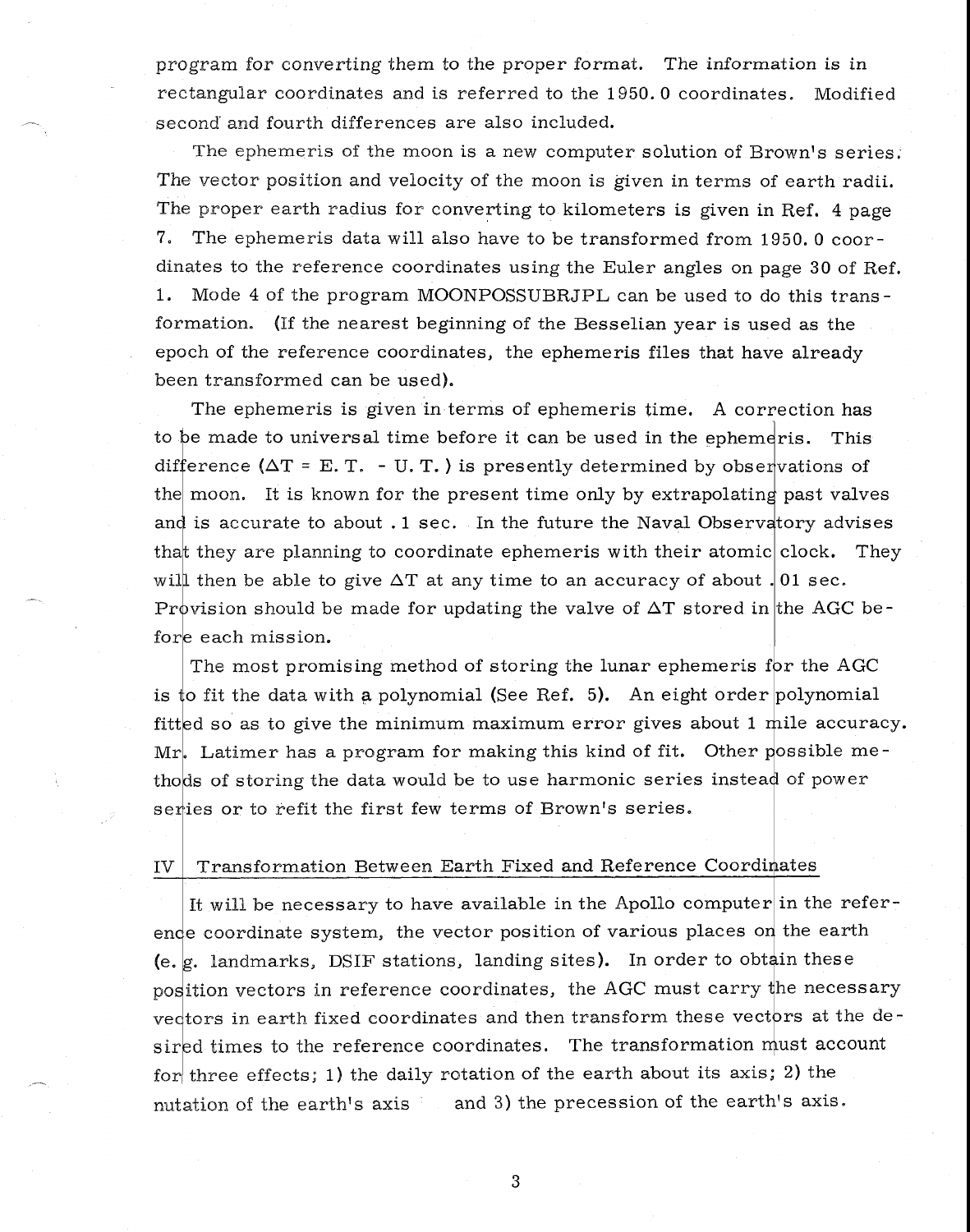program for converting them to the proper format. The information is in rectangular coordinates and is referred to the 1950.0 coordinates. Modified second and fourth differences are also included.

The ephemeris of the moon is a new computer solution of Brown's series. The vector position and velocity of the moon is given in terms of earth radii. The proper earth radius for converting to kilometers is given in Ref. 4 page 7. The ephemeris data will also have to be transformed from 1950.0 coordinates to the reference coordinates using the Euler angles on page 30 of Ref. 1. Mode 4 of the program MOONPOSSUBRJPL can be used to do this transformation. (If the nearest beginning of the Besselian year is used as the epoch of the reference coordinates, the ephemeris files that have already been transformed can be used).

The ephemeris is given in terms of ephemeris time. A correction has to be made to universal time before it can be used in the ephemeris. This difference ($\Delta T$ = E. T. - U. T.) is presently determined by observations of the moon. It is known for the present time only by extrapolating past valves and is accurate to about .1 sec. In the future the Naval Observatory advises that they are planning to coordinate ephemeris with their atomic clock. They will then be able to give $\Delta T$ at any time to an accuracy of about .01 sec. Provision should be made for updating the valve of $\Delta T$ stored in the AGC before each mission.

The most promising method of storing the lunar ephemeris for the AGC is to fit the data with a polynomial (See Ref. 5). An eight order polynomial fitted so as to give the minimum maximum error gives about 1 mile accuracy. Mr. Latimer has a program for making this kind of fit. Other possible methods of storing the data would be to use harmonic series instead of power series or to refit the first few terms of Brown's series.

## IV Transformation Between Earth Fixed and Reference Coordinates

It will be necessary to have available in the Apollo computer in the reference coordinate system, the vector position of various places on the earth (e.g. landmarks, DSIF stations, landing sites). In order to obtain these position vectors in reference coordinates, the AGC must carry the necessary vectors in earth fixed coordinates and then transform these vectors at the desired times to the reference coordinates. The transformation must account for three effects; 1) the daily rotation of the earth about its axis; 2) the nutation of the earth's axis and 3) the precession of the earth's axis.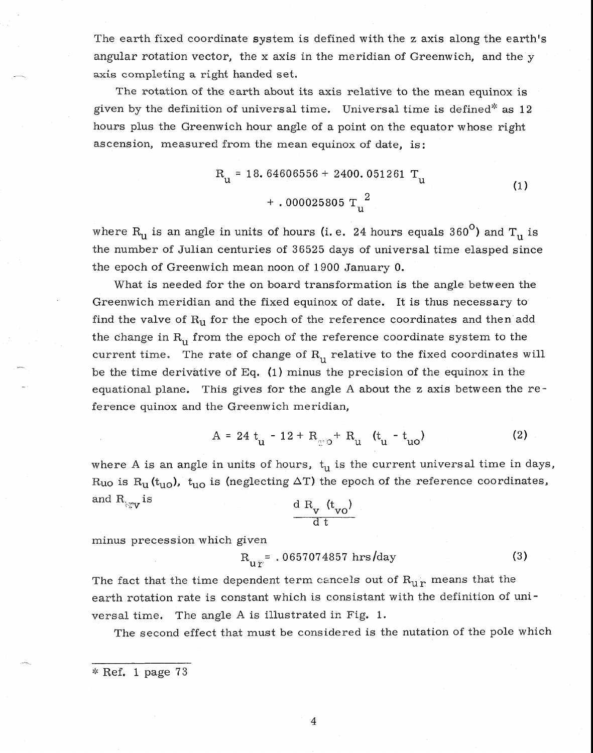The earth fixed coordinate system is defined with the z axis along the earth's angular rotation vector, the x axis in the meridian of Greenwich, and the y axis completing a right handed set.

The rotation of the earth about its axis relative to the mean equinox is given by the definition of universal time. Universal time is defined* as 12 hours plus the Greenwich hour angle of a point on the equator whose right ascension, measured from the mean equinox of date, is:

$$R_u = 18.64606556 + 2400.051261\, T_u + .000025805\, T_u^2 \tag{1}$$

where $R_u$ is an angle in units of hours (i. e. 24 hours equals $360^\circ$) and $T_u$ is the number of Julian centuries of 36525 days of universal time elasped since the epoch of Greenwich mean noon of 1900 January 0.

What is needed for the on board transformation is the angle between the Greenwich meridian and the fixed equinox of date. It is thus necessary to find the valve of $R_u$ for the epoch of the reference coordinates and then add the change in $R_u$ from the epoch of the reference coordinate system to the current time. The rate of change of $R_u$ relative to the fixed coordinates will be the time derivative of Eq. (1) minus the precision of the equinox in the equational plane. This gives for the angle A about the z axis between the reference quinox and the Greenwich meridian,

$$A = 24\, t_u - 12 + R_{uo} + R_u\, (t_u - t_{uo}) \tag{2}$$

where A is an angle in units of hours, $t_u$ is the current universal time in days, $R_{uo}$ is $R_u(t_{uo})$, $t_{uo}$ is (neglecting $\Delta T$) the epoch of the reference coordinates, and $R_{rv}$ is

$$\frac{d\, R_v\, (t_{vo})}{d\, t}$$

minus precession which given

$$R_{ur} = .0657074857 \text{ hrs/day} \tag{3}$$

The fact that the time dependent term cancels out of $R_{ur}$ means that the earth rotation rate is constant which is consistant with the definition of universal time. The angle A is illustrated in Fig. 1.

The second effect that must be considered is the nutation of the pole which

---

\* Ref. 1 page 73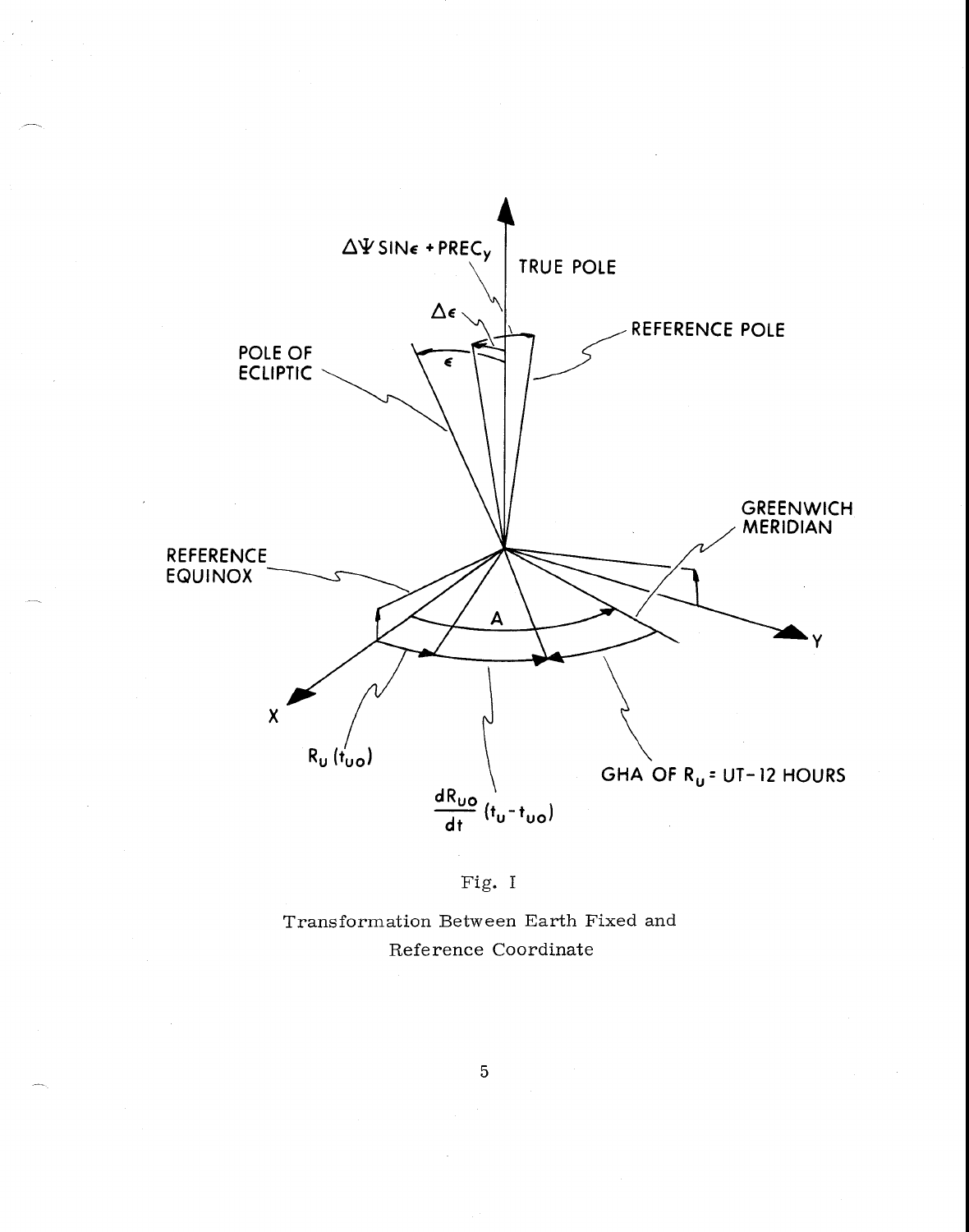$\Delta\Psi \sin\epsilon + PREC_y$

TRUE POLE

$\Delta\epsilon$

REFERENCE POLE

POLE OF ECLIPTIC

$\epsilon$

GREENWICH MERIDIAN

REFERENCE EQUINOX

A

Y

X

$R_U(t_{UO})$

$\frac{dR_{UO}}{dt}(t_U - t_{UO})$

GHA OF $R_U$ = UT − 12 HOURS

Fig. I

Transformation Between Earth Fixed and Reference Coordinate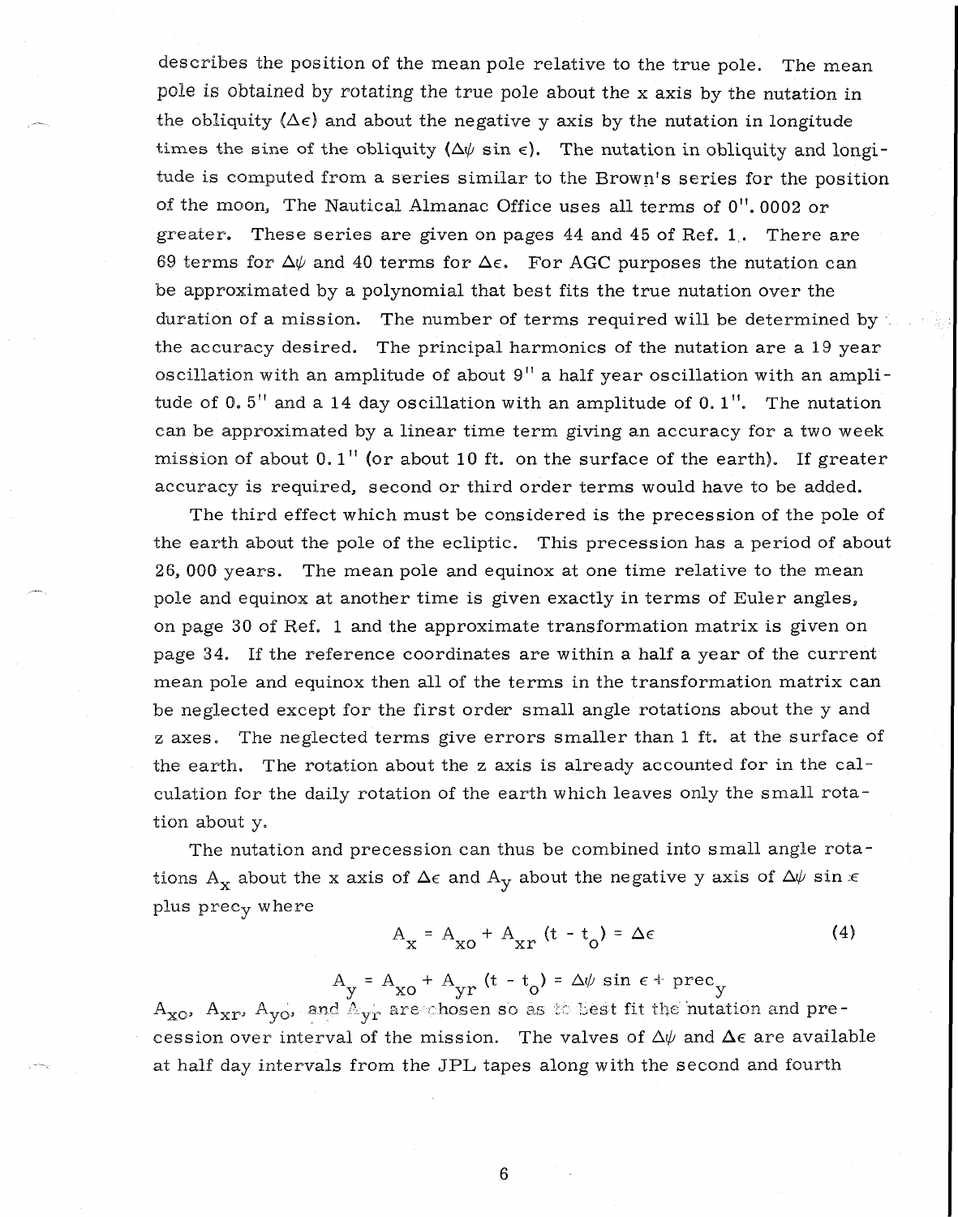describes the position of the mean pole relative to the true pole. The mean pole is obtained by rotating the true pole about the x axis by the nutation in the obliquity ($\Delta\epsilon$) and about the negative y axis by the nutation in longitude times the sine of the obliquity ($\Delta\psi \sin \epsilon$). The nutation in obliquity and longitude is computed from a series similar to the Brown's series for the position of the moon, The Nautical Almanac Office uses all terms of 0''.0002 or greater. These series are given on pages 44 and 45 of Ref. 1. There are 69 terms for $\Delta\psi$ and 40 terms for $\Delta\epsilon$. For AGC purposes the nutation can be approximated by a polynomial that best fits the true nutation over the duration of a mission. The number of terms required will be determined by the accuracy desired. The principal harmonics of the nutation are a 19 year oscillation with an amplitude of about 9'' a half year oscillation with an amplitude of 0.5'' and a 14 day oscillation with an amplitude of 0.1''. The nutation can be approximated by a linear time term giving an accuracy for a two week mission of about 0.1'' (or about 10 ft. on the surface of the earth). If greater accuracy is required, second or third order terms would have to be added.

The third effect which must be considered is the precession of the pole of the earth about the pole of the ecliptic. This precession has a period of about 26,000 years. The mean pole and equinox at one time relative to the mean pole and equinox at another time is given exactly in terms of Euler angles, on page 30 of Ref. 1 and the approximate transformation matrix is given on page 34. If the reference coordinates are within a half a year of the current mean pole and equinox then all of the terms in the transformation matrix can be neglected except for the first order small angle rotations about the y and z axes. The neglected terms give errors smaller than 1 ft. at the surface of the earth. The rotation about the z axis is already accounted for in the calculation for the daily rotation of the earth which leaves only the small rotation about y.

The nutation and precession can thus be combined into small angle rotations $A_x$ about the x axis of $\Delta\epsilon$ and $A_y$ about the negative y axis of $\Delta\psi \sin \epsilon$ plus $prec_y$ where

$$A_x = A_{xo} + A_{xr} (t - t_o) = \Delta\epsilon \tag{4}$$

$$A_y = A_{xo} + A_{yr} (t - t_o) = \Delta\psi \sin \epsilon + prec_y$$

$A_{xo}$, $A_{xr}$, $A_{yo}$, and $A_{yr}$ are chosen so as to best fit the nutation and precession over interval of the mission. The valves of $\Delta\psi$ and $\Delta\epsilon$ are available at half day intervals from the JPL tapes along with the second and fourth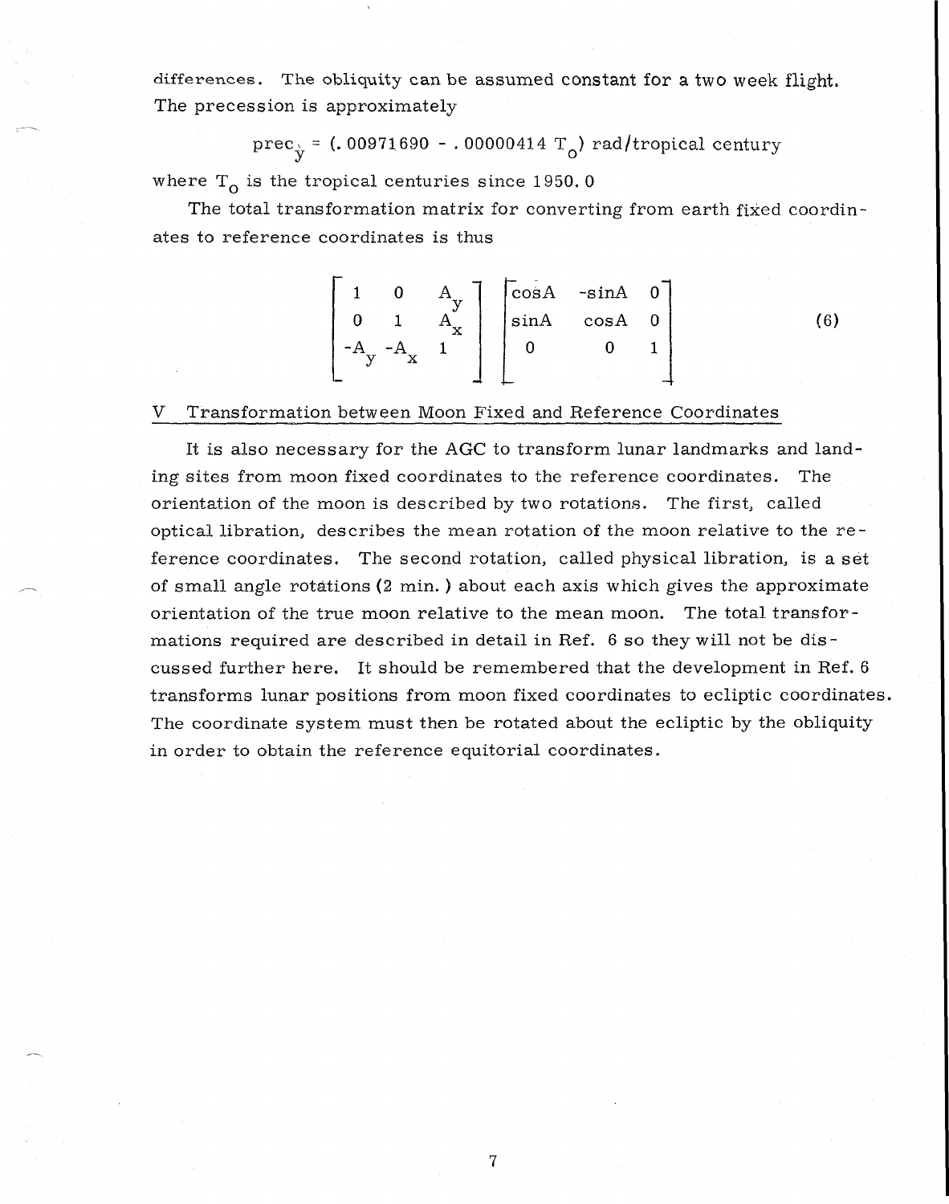differences. The obliquity can be assumed constant for a two week flight. The precession is approximately

$$\text{prec}_y = (.00971690 - .00000414\ T_o)\ \text{rad/tropical century}$$

where $T_o$ is the tropical centuries since 1950.0

The total transformation matrix for converting from earth fixed coordinates to reference coordinates is thus

$$\begin{bmatrix} 1 & 0 & A_y \\ 0 & 1 & A_x \\ -A_y & -A_x & 1 \end{bmatrix} \begin{bmatrix} \cos A & -\sin A & 0 \\ \sin A & \cos A & 0 \\ 0 & 0 & 1 \end{bmatrix} \qquad (6)$$

## V Transformation between Moon Fixed and Reference Coordinates

It is also necessary for the AGC to transform lunar landmarks and landing sites from moon fixed coordinates to the reference coordinates. The orientation of the moon is described by two rotations. The first, called optical libration, describes the mean rotation of the moon relative to the reference coordinates. The second rotation, called physical libration, is a set of small angle rotations (2 min.) about each axis which gives the approximate orientation of the true moon relative to the mean moon. The total transformations required are described in detail in Ref. 6 so they will not be discussed further here. It should be remembered that the development in Ref. 6 transforms lunar positions from moon fixed coordinates to ecliptic coordinates. The coordinate system must then be rotated about the ecliptic by the obliquity in order to obtain the reference equitorial coordinates.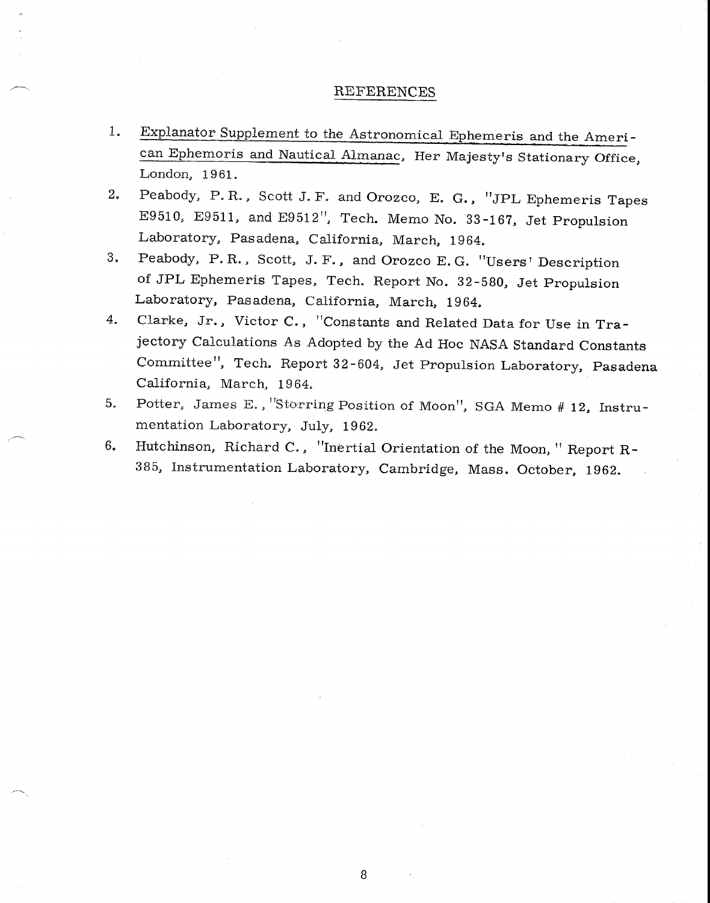## REFERENCES

1. Explanator Supplement to the Astronomical Ephemeris and the American Ephemoris and Nautical Almanac, Her Majesty's Stationary Office, London, 1961.
2. Peabody, P. R., Scott J. F. and Orozco, E. G., "JPL Ephemeris Tapes E9510, E9511, and E9512", Tech. Memo No. 33-167, Jet Propulsion Laboratory, Pasadena, California, March, 1964.
3. Peabody, P. R., Scott, J. F., and Orozco E. G. "Users' Description of JPL Ephemeris Tapes, Tech. Report No. 32-580, Jet Propulsion Laboratory, Pasadena, California, March, 1964.
4. Clarke, Jr., Victor C., "Constants and Related Data for Use in Trajectory Calculations As Adopted by the Ad Hoc NASA Standard Constants Committee", Tech. Report 32-604, Jet Propulsion Laboratory, Pasadena California, March, 1964.
5. Potter, James E., "Storring Position of Moon", SGA Memo # 12, Instrumentation Laboratory, July, 1962.
6. Hutchinson, Richard C., "Inertial Orientation of the Moon," Report R-385, Instrumentation Laboratory, Cambridge, Mass. October, 1962.